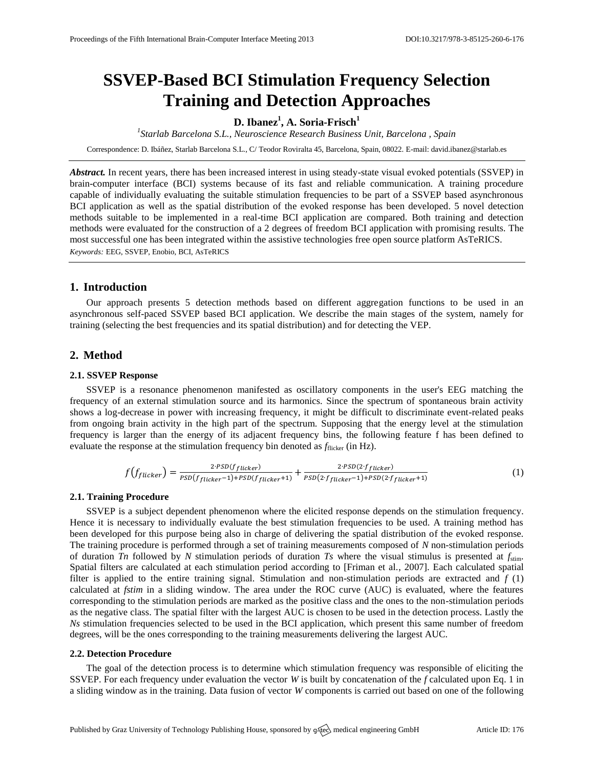# SSVEP-Based BCI Stimulation Frequency Selection Training and Detection Approaches

**D. Ibanez[1], A. Soria-Frisch[1]**

[1] *Starlab Barcelona S.L., Neuroscience Research Business Unit, Barcelona , Spain*

Correspondence: D. Ibáñez, Starlab Barcelona S.L., C/ Teodor Roviralta 45, Barcelona, Spain, 08022. E-mail: david.ibanez@starlab.es

***Abstract.*** In recent years, there has been increased interest in using steady-state visual evoked potentials (SSVEP) in brain-computer interface (BCI) systems because of its fast and reliable communication. A training procedure capable of individually evaluating the suitable stimulation frequencies to be part of a SSVEP based asynchronous BCI application as well as the spatial distribution of the evoked response has been developed. 5 novel detection methods suitable to be implemented in a real-time BCI application are compared. Both training and detection methods were evaluated for the construction of a 2 degrees of freedom BCI application with promising results. The most successful one has been integrated within the assistive technologies free open source platform AsTeRICS.

*Keywords:* EEG, SSVEP, Enobio, BCI, AsTeRICS

## 1. Introduction

Our approach presents 5 detection methods based on different aggregation functions to be used in an asynchronous self-paced SSVEP based BCI application. We describe the main stages of the system, namely for training (selecting the best frequencies and its spatial distribution) and for detecting the VEP.

## 2. Method

### 2.1. SSVEP Response

SSVEP is a resonance phenomenon manifested as oscillatory components in the user's EEG matching the frequency of an external stimulation source and its harmonics. Since the spectrum of spontaneous brain activity shows a log-decrease in power with increasing frequency, it might be difficult to discriminate event-related peaks from ongoing brain activity in the high part of the spectrum. Supposing that the energy level at the stimulation frequency is larger than the energy of its adjacent frequency bins, the following feature f has been defined to evaluate the response at the stimulation frequency bin denoted as $f_{\text{flicker}}$ (in Hz).

$$f(f_{flicker}) = \frac{2 \cdot PSD(f_{flicker})}{PSD(f_{flicker}-1)+PSD(f_{flicker}+1)} + \frac{2 \cdot PSD(2 \cdot f_{flicker})}{PSD(2 \cdot f_{flicker}-1)+PSD(2 \cdot f_{flicker}+1)} \quad (1)$$

### 2.1. Training Procedure

SSVEP is a subject dependent phenomenon where the elicited response depends on the stimulation frequency. Hence it is necessary to individually evaluate the best stimulation frequencies to be used. A training method has been developed for this purpose being also in charge of delivering the spatial distribution of the evoked response. The training procedure is performed through a set of training measurements composed of *N* non-stimulation periods of duration *Tn* followed by *N* stimulation periods of duration *Ts* where the visual stimulus is presented at $f_{\text{stim}}$. Spatial filters are calculated at each stimulation period according to [Friman et al., 2007]. Each calculated spatial filter is applied to the entire training signal. Stimulation and non-stimulation periods are extracted and *f* (1) calculated at *fstim* in a sliding window. The area under the ROC curve (AUC) is evaluated, where the features corresponding to the stimulation periods are marked as the positive class and the ones to the non-stimulation periods as the negative class. The spatial filter with the largest AUC is chosen to be used in the detection process. Lastly the *Ns* stimulation frequencies selected to be used in the BCI application, which present this same number of freedom degrees, will be the ones corresponding to the training measurements delivering the largest AUC.

### 2.2. Detection Procedure

The goal of the detection process is to determine which stimulation frequency was responsible of eliciting the SSVEP. For each frequency under evaluation the vector *W* is built by concatenation of the *f* calculated upon Eq. 1 in a sliding window as in the training. Data fusion of vector *W* components is carried out based on one of the following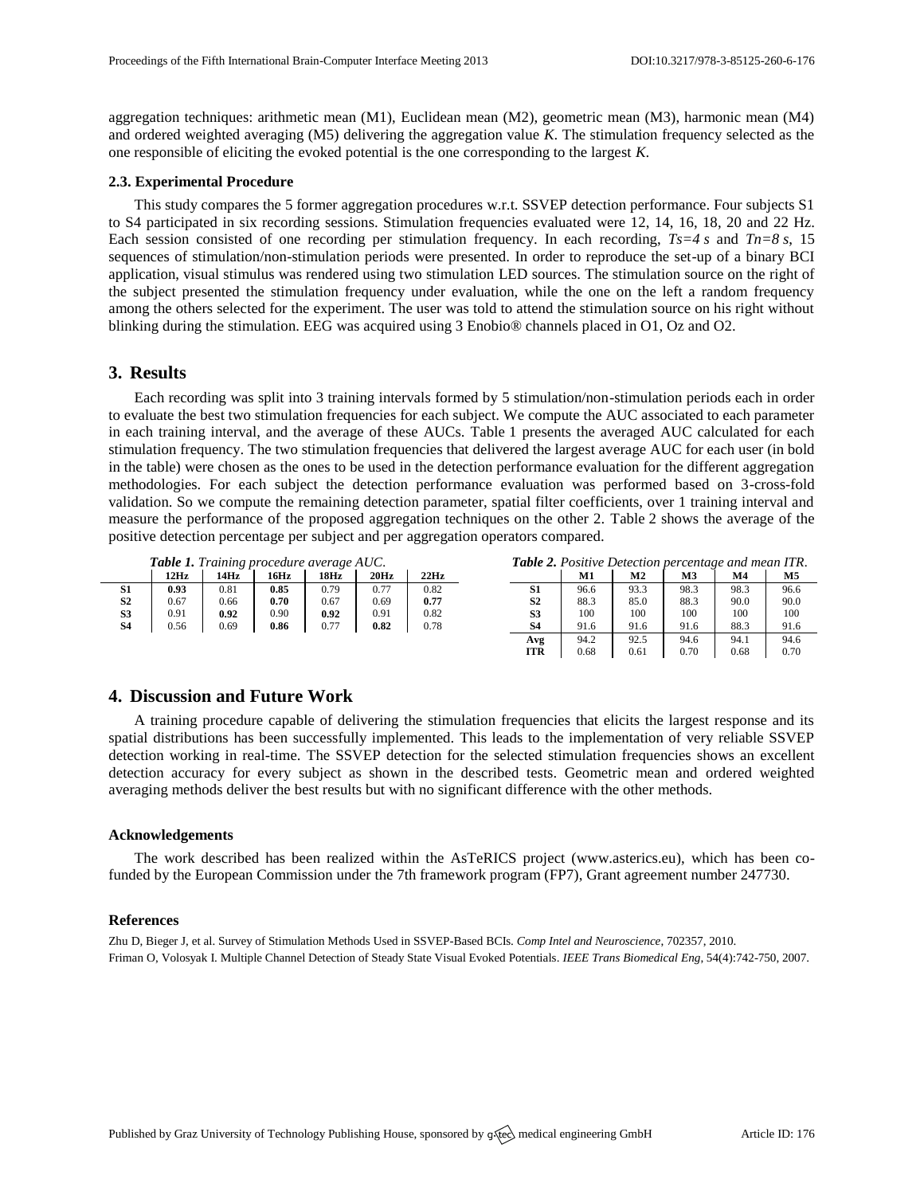aggregation techniques: arithmetic mean (M1), Euclidean mean (M2), geometric mean (M3), harmonic mean (M4) and ordered weighted averaging (M5) delivering the aggregation value $K$. The stimulation frequency selected as the one responsible of eliciting the evoked potential is the one corresponding to the largest $K$.

### 2.3. Experimental Procedure

This study compares the 5 former aggregation procedures w.r.t. SSVEP detection performance. Four subjects S1 to S4 participated in six recording sessions. Stimulation frequencies evaluated were 12, 14, 16, 18, 20 and 22 Hz. Each session consisted of one recording per stimulation frequency. In each recording, $Ts=4$ s and $Tn=8$ s, 15 sequences of stimulation/non-stimulation periods were presented. In order to reproduce the set-up of a binary BCI application, visual stimulus was rendered using two stimulation LED sources. The stimulation source on the right of the subject presented the stimulation frequency under evaluation, while the one on the left a random frequency among the others selected for the experiment. The user was told to attend the stimulation source on his right without blinking during the stimulation. EEG was acquired using 3 Enobio® channels placed in O1, Oz and O2.

## 3. Results

Each recording was split into 3 training intervals formed by 5 stimulation/non-stimulation periods each in order to evaluate the best two stimulation frequencies for each subject. We compute the AUC associated to each parameter in each training interval, and the average of these AUCs. Table 1 presents the averaged AUC calculated for each stimulation frequency. The two stimulation frequencies that delivered the largest average AUC for each user (in bold in the table) were chosen as the ones to be used in the detection performance evaluation for the different aggregation methodologies. For each subject the detection performance evaluation was performed based on 3-cross-fold validation. So we compute the remaining detection parameter, spatial filter coefficients, over 1 training interval and measure the performance of the proposed aggregation techniques on the other 2. Table 2 shows the average of the positive detection percentage per subject and per aggregation operators compared.

***Table 1.*** *Training procedure average AUC.*

| | 12Hz | 14Hz | 16Hz | 18Hz | 20Hz | 22Hz |
|---|---|---|---|---|---|---|
| **S1** | **0.93** | 0.81 | **0.85** | 0.79 | 0.77 | 0.82 |
| **S2** | 0.67 | 0.66 | **0.70** | 0.67 | 0.69 | **0.77** |
| **S3** | 0.91 | **0.92** | 0.90 | **0.92** | 0.91 | 0.82 |
| **S4** | 0.56 | 0.69 | **0.86** | 0.77 | **0.82** | 0.78 |

***Table 2.*** *Positive Detection percentage and mean ITR.*

| | M1 | M2 | M3 | M4 | M5 |
|---|---|---|---|---|---|
| **S1** | 96.6 | 93.3 | 98.3 | 98.3 | 96.6 |
| **S2** | 88.3 | 85.0 | 88.3 | 90.0 | 90.0 |
| **S3** | 100 | 100 | 100 | 100 | 100 |
| **S4** | 91.6 | 91.6 | 91.6 | 88.3 | 91.6 |
| **Avg** | 94.2 | 92.5 | 94.6 | 94.1 | 94.6 |
| **ITR** | 0.68 | 0.61 | 0.70 | 0.68 | 0.70 |

## 4. Discussion and Future Work

A training procedure capable of delivering the stimulation frequencies that elicits the largest response and its spatial distributions has been successfully implemented. This leads to the implementation of very reliable SSVEP detection working in real-time. The SSVEP detection for the selected stimulation frequencies shows an excellent detection accuracy for every subject as shown in the described tests. Geometric mean and ordered weighted averaging methods deliver the best results but with no significant difference with the other methods.

### Acknowledgements

The work described has been realized within the AsTeRICS project (www.asterics.eu), which has been co-funded by the European Commission under the 7th framework program (FP7), Grant agreement number 247730.

### References

Zhu D, Bieger J, et al. Survey of Stimulation Methods Used in SSVEP-Based BCIs. *Comp Intel and Neuroscience*, 702357, 2010.

Friman O, Volosyak I. Multiple Channel Detection of Steady State Visual Evoked Potentials. *IEEE Trans Biomedical Eng*, 54(4):742-750, 2007.